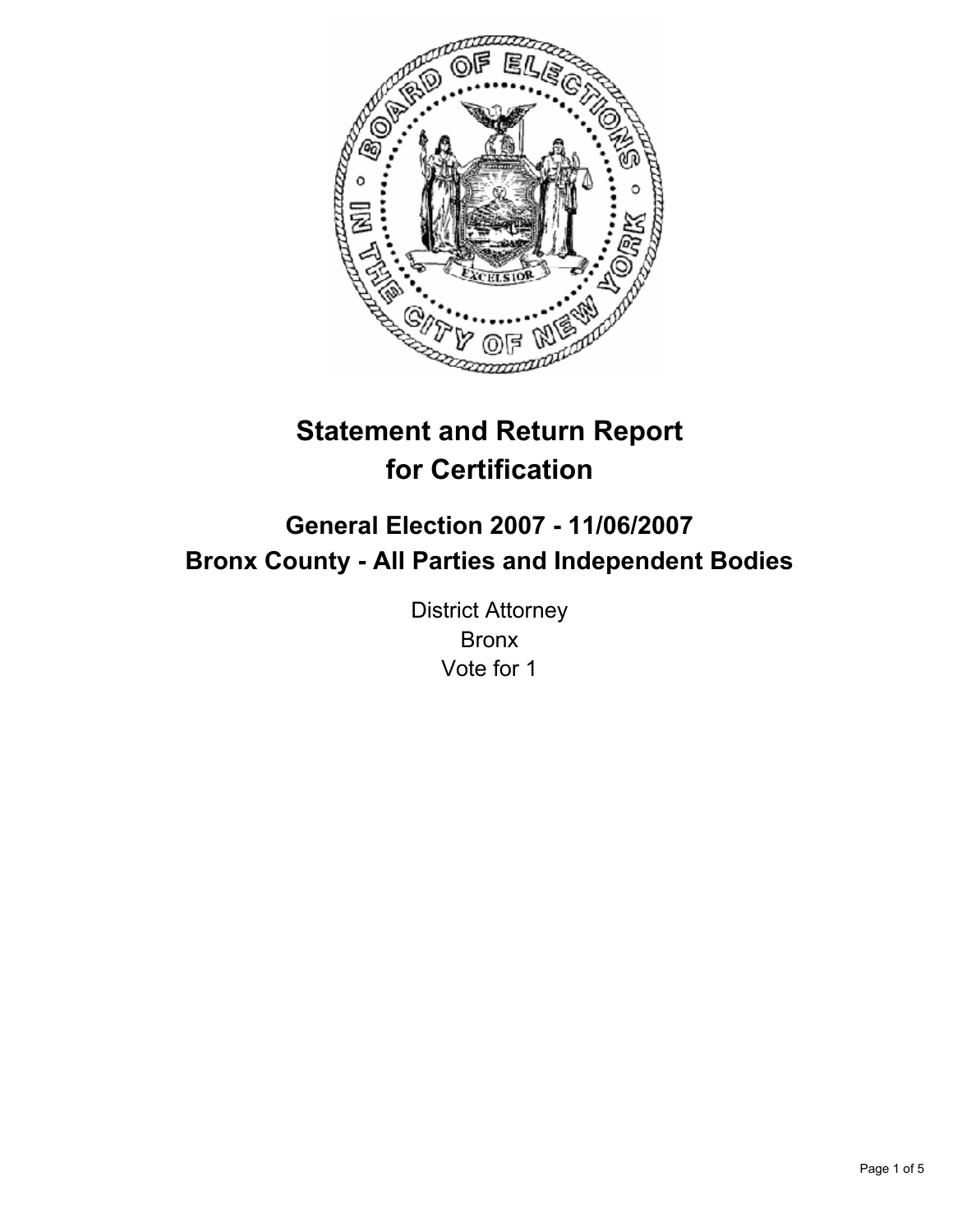# Statement and Return Report for Certification

## General Election 2007 - 11/06/2007
## Bronx County - All Parties and Independent Bodies

District Attorney
Bronx
Vote for 1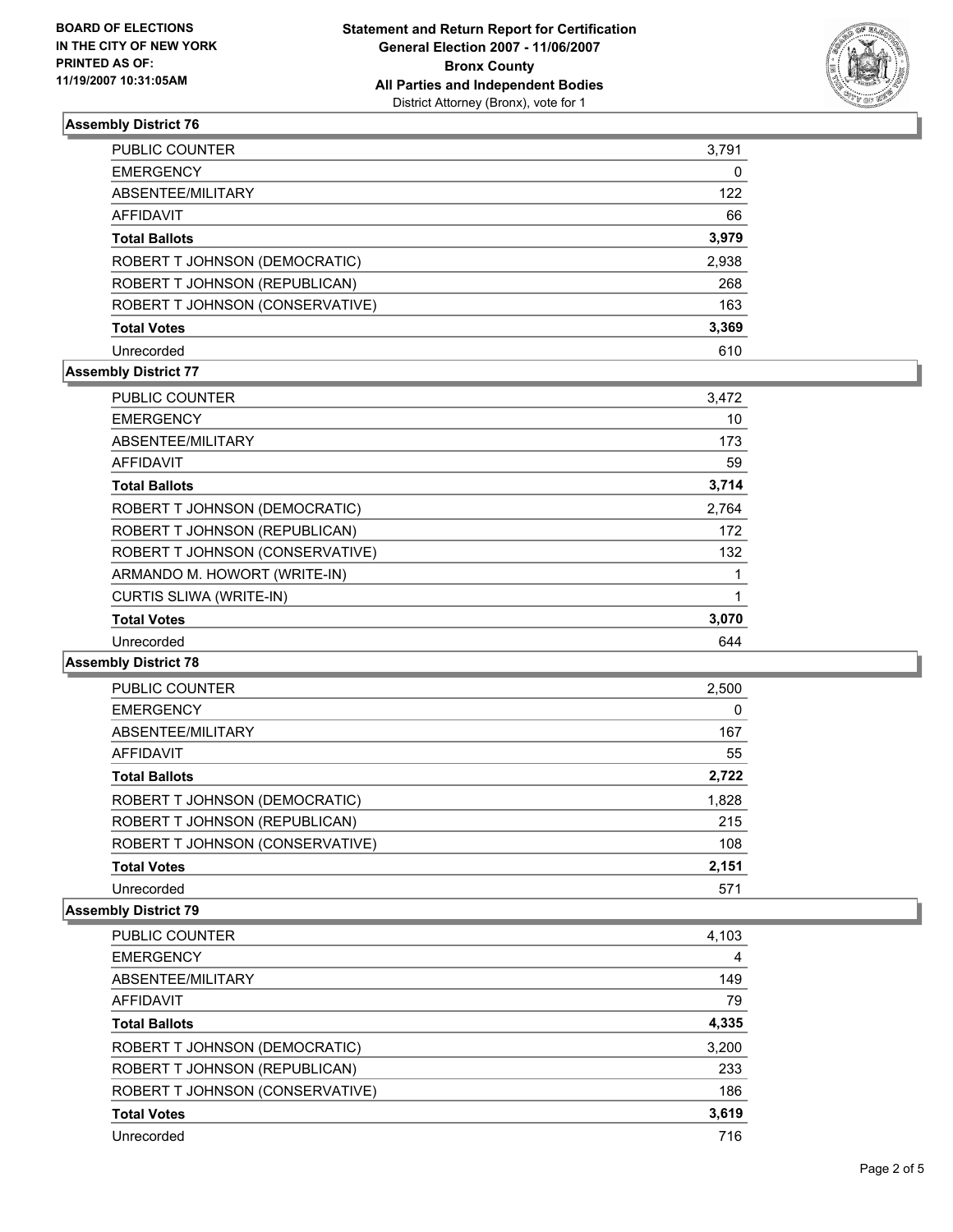BOARD OF ELECTIONS
IN THE CITY OF NEW YORK
PRINTED AS OF:
11/19/2007 10:31:05AM

**Statement and Return Report for Certification**
**General Election 2007 - 11/06/2007**
**Bronx County**
**All Parties and Independent Bodies**
District Attorney (Bronx), vote for 1

### Assembly District 76

| | |
|---|---|
| PUBLIC COUNTER | 3,791 |
| EMERGENCY | 0 |
| ABSENTEE/MILITARY | 122 |
| AFFIDAVIT | 66 |
| **Total Ballots** | **3,979** |
| ROBERT T JOHNSON (DEMOCRATIC) | 2,938 |
| ROBERT T JOHNSON (REPUBLICAN) | 268 |
| ROBERT T JOHNSON (CONSERVATIVE) | 163 |
| **Total Votes** | **3,369** |
| Unrecorded | 610 |

### Assembly District 77

| | |
|---|---|
| PUBLIC COUNTER | 3,472 |
| EMERGENCY | 10 |
| ABSENTEE/MILITARY | 173 |
| AFFIDAVIT | 59 |
| **Total Ballots** | **3,714** |
| ROBERT T JOHNSON (DEMOCRATIC) | 2,764 |
| ROBERT T JOHNSON (REPUBLICAN) | 172 |
| ROBERT T JOHNSON (CONSERVATIVE) | 132 |
| ARMANDO M. HOWORT (WRITE-IN) | 1 |
| CURTIS SLIWA (WRITE-IN) | 1 |
| **Total Votes** | **3,070** |
| Unrecorded | 644 |

### Assembly District 78

| | |
|---|---|
| PUBLIC COUNTER | 2,500 |
| EMERGENCY | 0 |
| ABSENTEE/MILITARY | 167 |
| AFFIDAVIT | 55 |
| **Total Ballots** | **2,722** |
| ROBERT T JOHNSON (DEMOCRATIC) | 1,828 |
| ROBERT T JOHNSON (REPUBLICAN) | 215 |
| ROBERT T JOHNSON (CONSERVATIVE) | 108 |
| **Total Votes** | **2,151** |
| Unrecorded | 571 |

### Assembly District 79

| | |
|---|---|
| PUBLIC COUNTER | 4,103 |
| EMERGENCY | 4 |
| ABSENTEE/MILITARY | 149 |
| AFFIDAVIT | 79 |
| **Total Ballots** | **4,335** |
| ROBERT T JOHNSON (DEMOCRATIC) | 3,200 |
| ROBERT T JOHNSON (REPUBLICAN) | 233 |
| ROBERT T JOHNSON (CONSERVATIVE) | 186 |
| **Total Votes** | **3,619** |
| Unrecorded | 716 |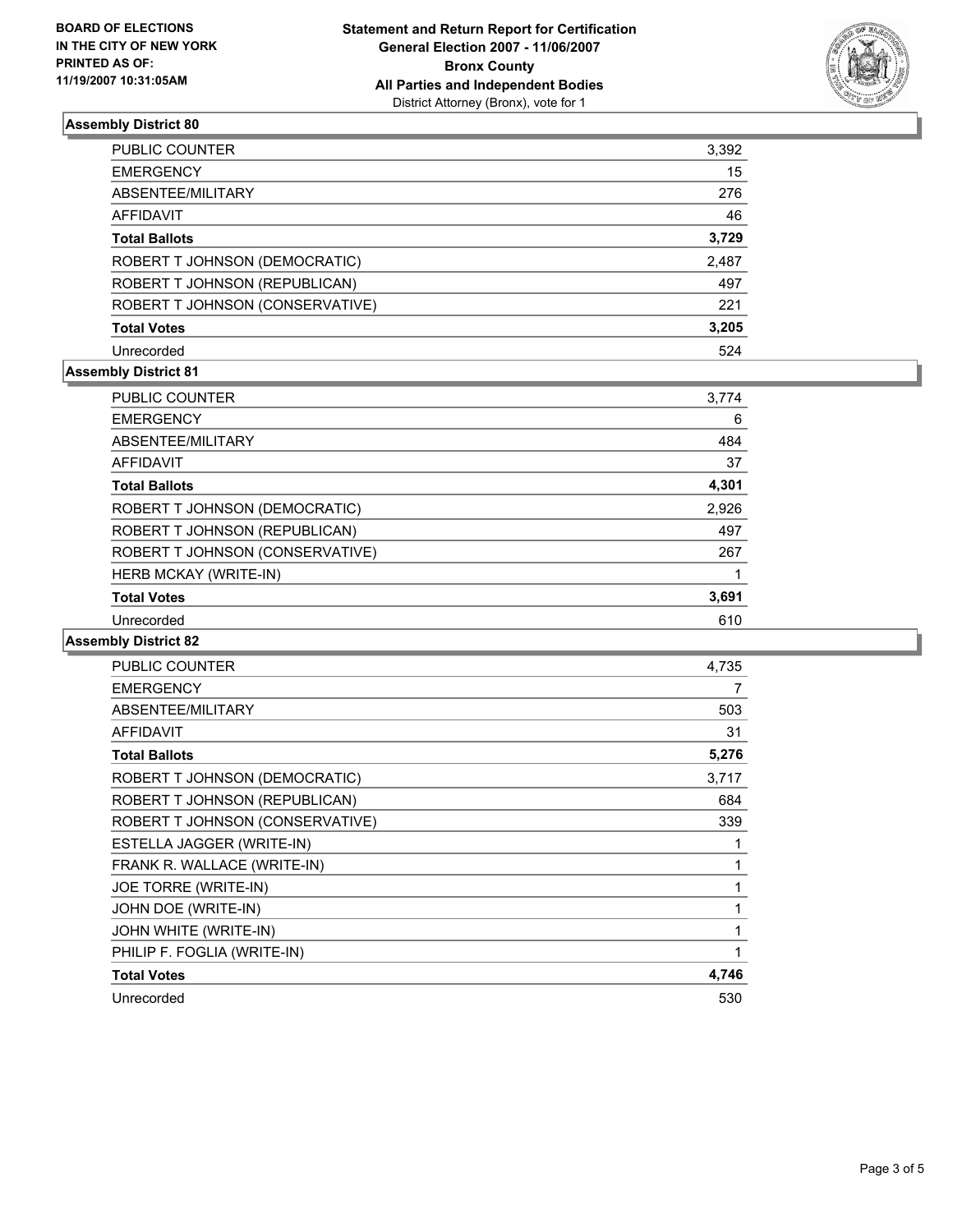BOARD OF ELECTIONS
IN THE CITY OF NEW YORK
PRINTED AS OF:
11/19/2007 10:31:05AM

# Statement and Return Report for Certification
## General Election 2007 - 11/06/2007
## Bronx County
## All Parties and Independent Bodies
District Attorney (Bronx), vote for 1

### Assembly District 80

| | |
|---|---|
| PUBLIC COUNTER | 3,392 |
| EMERGENCY | 15 |
| ABSENTEE/MILITARY | 276 |
| AFFIDAVIT | 46 |
| **Total Ballots** | **3,729** |
| ROBERT T JOHNSON (DEMOCRATIC) | 2,487 |
| ROBERT T JOHNSON (REPUBLICAN) | 497 |
| ROBERT T JOHNSON (CONSERVATIVE) | 221 |
| **Total Votes** | **3,205** |
| Unrecorded | 524 |

### Assembly District 81

| | |
|---|---|
| PUBLIC COUNTER | 3,774 |
| EMERGENCY | 6 |
| ABSENTEE/MILITARY | 484 |
| AFFIDAVIT | 37 |
| **Total Ballots** | **4,301** |
| ROBERT T JOHNSON (DEMOCRATIC) | 2,926 |
| ROBERT T JOHNSON (REPUBLICAN) | 497 |
| ROBERT T JOHNSON (CONSERVATIVE) | 267 |
| HERB MCKAY (WRITE-IN) | 1 |
| **Total Votes** | **3,691** |
| Unrecorded | 610 |

### Assembly District 82

| | |
|---|---|
| PUBLIC COUNTER | 4,735 |
| EMERGENCY | 7 |
| ABSENTEE/MILITARY | 503 |
| AFFIDAVIT | 31 |
| **Total Ballots** | **5,276** |
| ROBERT T JOHNSON (DEMOCRATIC) | 3,717 |
| ROBERT T JOHNSON (REPUBLICAN) | 684 |
| ROBERT T JOHNSON (CONSERVATIVE) | 339 |
| ESTELLA JAGGER (WRITE-IN) | 1 |
| FRANK R. WALLACE (WRITE-IN) | 1 |
| JOE TORRE (WRITE-IN) | 1 |
| JOHN DOE (WRITE-IN) | 1 |
| JOHN WHITE (WRITE-IN) | 1 |
| PHILIP F. FOGLIA (WRITE-IN) | 1 |
| **Total Votes** | **4,746** |
| Unrecorded | 530 |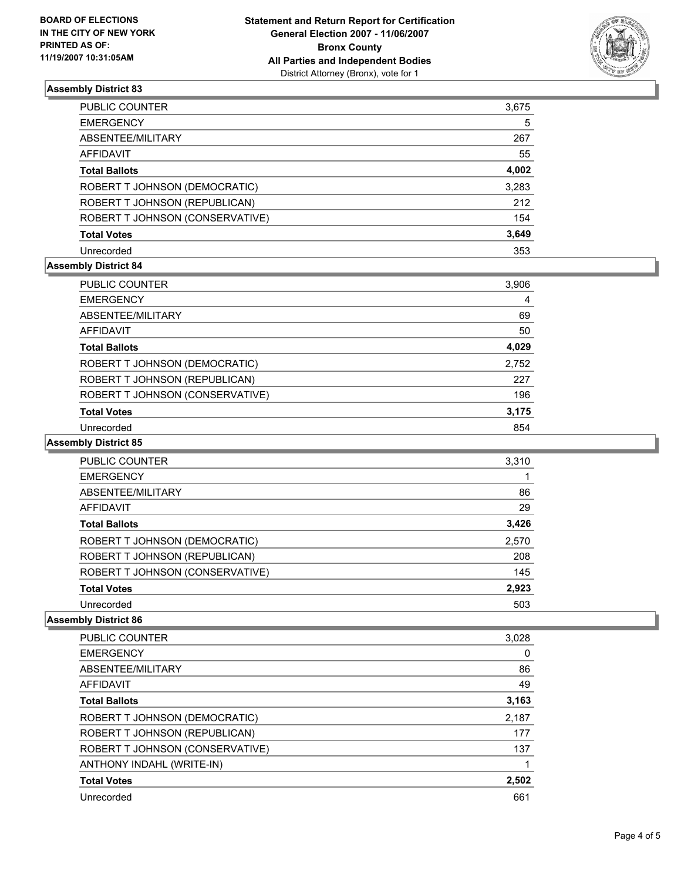**BOARD OF ELECTIONS IN THE CITY OF NEW YORK PRINTED AS OF: 11/19/2007 10:31:05AM**

# Statement and Return Report for Certification
## General Election 2007 - 11/06/2007
## Bronx County
## All Parties and Independent Bodies
District Attorney (Bronx), vote for 1

### Assembly District 83

| | |
|---|---|
| PUBLIC COUNTER | 3,675 |
| EMERGENCY | 5 |
| ABSENTEE/MILITARY | 267 |
| AFFIDAVIT | 55 |
| **Total Ballots** | **4,002** |
| ROBERT T JOHNSON (DEMOCRATIC) | 3,283 |
| ROBERT T JOHNSON (REPUBLICAN) | 212 |
| ROBERT T JOHNSON (CONSERVATIVE) | 154 |
| **Total Votes** | **3,649** |
| Unrecorded | 353 |

### Assembly District 84

| | |
|---|---|
| PUBLIC COUNTER | 3,906 |
| EMERGENCY | 4 |
| ABSENTEE/MILITARY | 69 |
| AFFIDAVIT | 50 |
| **Total Ballots** | **4,029** |
| ROBERT T JOHNSON (DEMOCRATIC) | 2,752 |
| ROBERT T JOHNSON (REPUBLICAN) | 227 |
| ROBERT T JOHNSON (CONSERVATIVE) | 196 |
| **Total Votes** | **3,175** |
| Unrecorded | 854 |

### Assembly District 85

| | |
|---|---|
| PUBLIC COUNTER | 3,310 |
| EMERGENCY | 1 |
| ABSENTEE/MILITARY | 86 |
| AFFIDAVIT | 29 |
| **Total Ballots** | **3,426** |
| ROBERT T JOHNSON (DEMOCRATIC) | 2,570 |
| ROBERT T JOHNSON (REPUBLICAN) | 208 |
| ROBERT T JOHNSON (CONSERVATIVE) | 145 |
| **Total Votes** | **2,923** |
| Unrecorded | 503 |

### Assembly District 86

| | |
|---|---|
| PUBLIC COUNTER | 3,028 |
| EMERGENCY | 0 |
| ABSENTEE/MILITARY | 86 |
| AFFIDAVIT | 49 |
| **Total Ballots** | **3,163** |
| ROBERT T JOHNSON (DEMOCRATIC) | 2,187 |
| ROBERT T JOHNSON (REPUBLICAN) | 177 |
| ROBERT T JOHNSON (CONSERVATIVE) | 137 |
| ANTHONY INDAHL (WRITE-IN) | 1 |
| **Total Votes** | **2,502** |
| Unrecorded | 661 |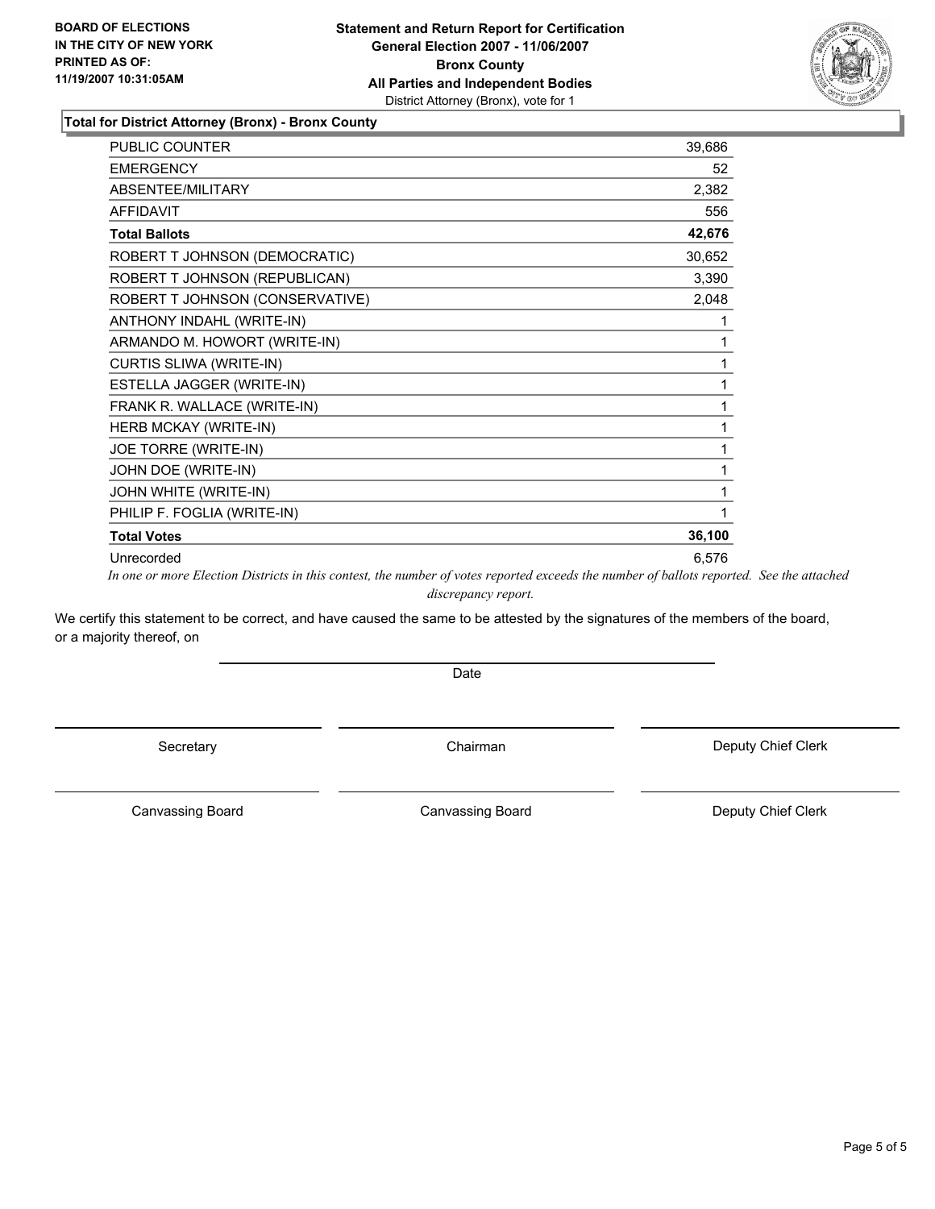**BOARD OF ELECTIONS IN THE CITY OF NEW YORK PRINTED AS OF: 11/19/2007 10:31:05AM**

**Statement and Return Report for Certification**
**General Election 2007 - 11/06/2007**
**Bronx County**
**All Parties and Independent Bodies**
District Attorney (Bronx), vote for 1

**Total for District Attorney (Bronx) - Bronx County**

| | |
|---|---|
| PUBLIC COUNTER | 39,686 |
| EMERGENCY | 52 |
| ABSENTEE/MILITARY | 2,382 |
| AFFIDAVIT | 556 |
| **Total Ballots** | **42,676** |
| ROBERT T JOHNSON (DEMOCRATIC) | 30,652 |
| ROBERT T JOHNSON (REPUBLICAN) | 3,390 |
| ROBERT T JOHNSON (CONSERVATIVE) | 2,048 |
| ANTHONY INDAHL (WRITE-IN) | 1 |
| ARMANDO M. HOWORT (WRITE-IN) | 1 |
| CURTIS SLIWA (WRITE-IN) | 1 |
| ESTELLA JAGGER (WRITE-IN) | 1 |
| FRANK R. WALLACE (WRITE-IN) | 1 |
| HERB MCKAY (WRITE-IN) | 1 |
| JOE TORRE (WRITE-IN) | 1 |
| JOHN DOE (WRITE-IN) | 1 |
| JOHN WHITE (WRITE-IN) | 1 |
| PHILIP F. FOGLIA (WRITE-IN) | 1 |
| **Total Votes** | **36,100** |
| Unrecorded | 6,576 |

*In one or more Election Districts in this contest, the number of votes reported exceeds the number of ballots reported. See the attached discrepancy report.*

We certify this statement to be correct, and have caused the same to be attested by the signatures of the members of the board, or a majority thereof, on

Date

Secretary | Chairman | Deputy Chief Clerk

Canvassing Board | Canvassing Board | Deputy Chief Clerk